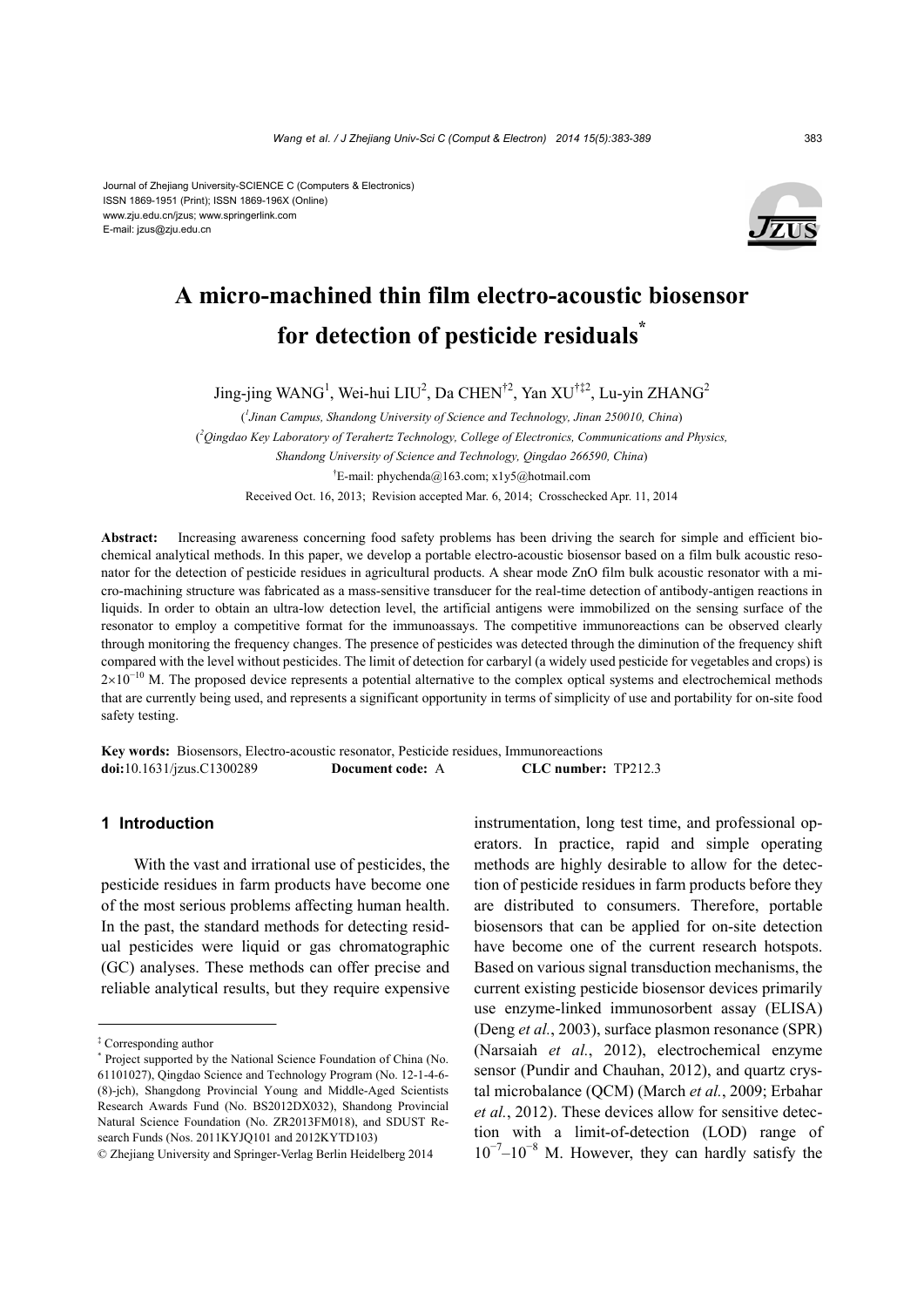Journal of Zhejiang University-SCIENCE C (Computers & Electronics)
ISSN 1869-1951 (Print); ISSN 1869-196X (Online)
www.zju.edu.cn/jzus; www.springerlink.com
E-mail: jzus@zju.edu.cn

# A micro-machined thin film electro-acoustic biosensor for detection of pesticide residuals*

Jing-jing WANG[1], Wei-hui LIU[2], Da CHEN[†2], Yan XU[†‡2], Lu-yin ZHANG[2]

([1]Jinan Campus, Shandong University of Science and Technology, Jinan 250010, China)

([2]Qingdao Key Laboratory of Terahertz Technology, College of Electronics, Communications and Physics, Shandong University of Science and Technology, Qingdao 266590, China)

[†]E-mail: phychenda@163.com; x1y5@hotmail.com

Received Oct. 16, 2013; Revision accepted Mar. 6, 2014; Crosschecked Apr. 11, 2014

**Abstract:** Increasing awareness concerning food safety problems has been driving the search for simple and efficient biochemical analytical methods. In this paper, we develop a portable electro-acoustic biosensor based on a film bulk acoustic resonator for the detection of pesticide residues in agricultural products. A shear mode ZnO film bulk acoustic resonator with a micro-machining structure was fabricated as a mass-sensitive transducer for the real-time detection of antibody-antigen reactions in liquids. In order to obtain an ultra-low detection level, the artificial antigens were immobilized on the sensing surface of the resonator to employ a competitive format for the immunoassays. The competitive immunoreactions can be observed clearly through monitoring the frequency changes. The presence of pesticides was detected through the diminution of the frequency shift compared with the level without pesticides. The limit of detection for carbaryl (a widely used pesticide for vegetables and crops) is $2\times10^{-10}$ M. The proposed device represents a potential alternative to the complex optical systems and electrochemical methods that are currently being used, and represents a significant opportunity in terms of simplicity of use and portability for on-site food safety testing.

**Key words:** Biosensors, Electro-acoustic resonator, Pesticide residues, Immunoreactions

**doi:**10.1631/jzus.C1300289 **Document code:** A **CLC number:** TP212.3

## 1 Introduction

With the vast and irrational use of pesticides, the pesticide residues in farm products have become one of the most serious problems affecting human health. In the past, the standard methods for detecting residual pesticides were liquid or gas chromatographic (GC) analyses. These methods can offer precise and reliable analytical results, but they require expensive instrumentation, long test time, and professional operators. In practice, rapid and simple operating methods are highly desirable to allow for the detection of pesticide residues in farm products before they are distributed to consumers. Therefore, portable biosensors that can be applied for on-site detection have become one of the current research hotspots. Based on various signal transduction mechanisms, the current existing pesticide biosensor devices primarily use enzyme-linked immunosorbent assay (ELISA) (Deng *et al.*, 2003), surface plasmon resonance (SPR) (Narsaiah *et al.*, 2012), electrochemical enzyme sensor (Pundir and Chauhan, 2012), and quartz crystal microbalance (QCM) (March *et al.*, 2009; Erbahar *et al.*, 2012). These devices allow for sensitive detection with a limit-of-detection (LOD) range of $10^{-7}$–$10^{-8}$ M. However, they can hardly satisfy the

---

‡ Corresponding author

\* Project supported by the National Science Foundation of China (No. 61101027), Qingdao Science and Technology Program (No. 12-1-4-6-(8)-jch), Shangdong Provincial Young and Middle-Aged Scientists Research Awards Fund (No. BS2012DX032), Shandong Provincial Natural Science Foundation (No. ZR2013FM018), and SDUST Research Funds (Nos. 2011KYJQ101 and 2012KYTD103)

© Zhejiang University and Springer-Verlag Berlin Heidelberg 2014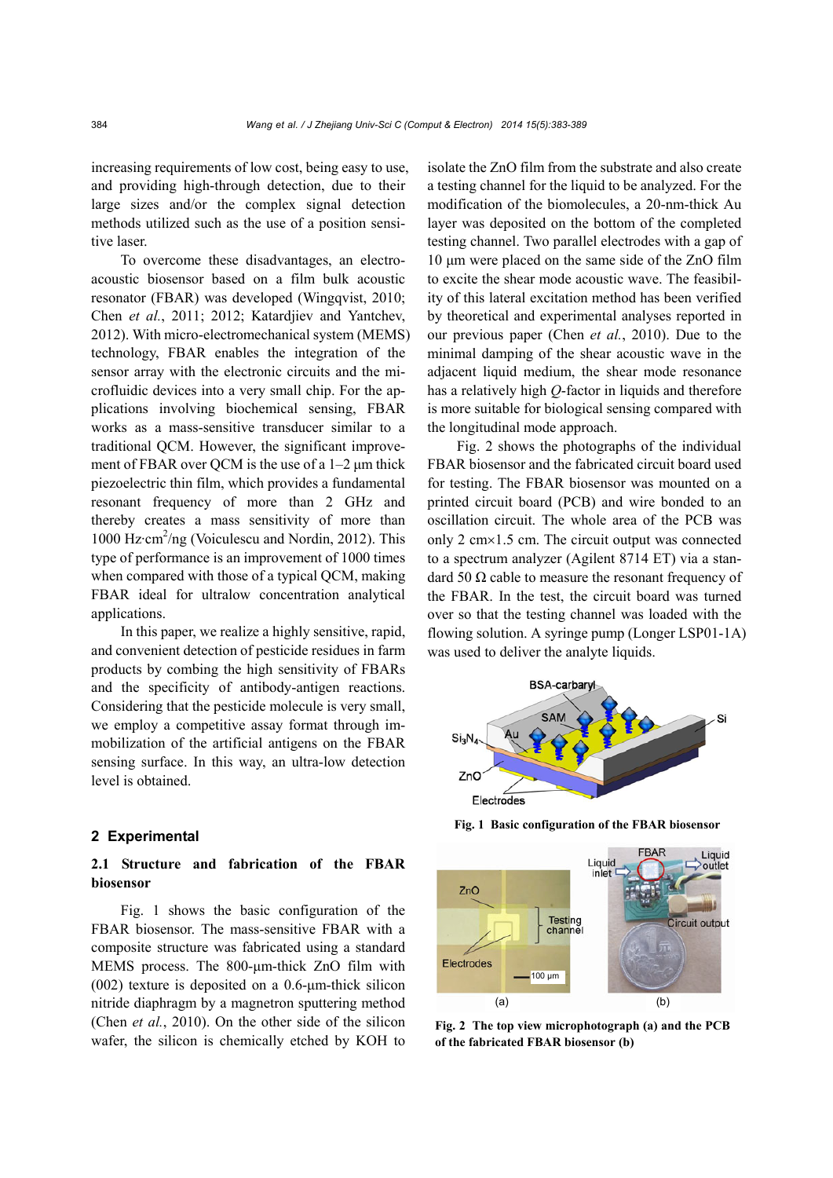increasing requirements of low cost, being easy to use, and providing high-through detection, due to their large sizes and/or the complex signal detection methods utilized such as the use of a position sensitive laser.

To overcome these disadvantages, an electroacoustic biosensor based on a film bulk acoustic resonator (FBAR) was developed (Wingqvist, 2010; Chen *et al.*, 2011; 2012; Katardjiev and Yantchev, 2012). With micro-electromechanical system (MEMS) technology, FBAR enables the integration of the sensor array with the electronic circuits and the microfluidic devices into a very small chip. For the applications involving biochemical sensing, FBAR works as a mass-sensitive transducer similar to a traditional QCM. However, the significant improvement of FBAR over QCM is the use of a 1–2 μm thick piezoelectric thin film, which provides a fundamental resonant frequency of more than 2 GHz and thereby creates a mass sensitivity of more than 1000 Hz·cm$^2$/ng (Voiculescu and Nordin, 2012). This type of performance is an improvement of 1000 times when compared with those of a typical QCM, making FBAR ideal for ultralow concentration analytical applications.

In this paper, we realize a highly sensitive, rapid, and convenient detection of pesticide residues in farm products by combing the high sensitivity of FBARs and the specificity of antibody-antigen reactions. Considering that the pesticide molecule is very small, we employ a competitive assay format through immobilization of the artificial antigens on the FBAR sensing surface. In this way, an ultra-low detection level is obtained.

## 2 Experimental

### 2.1 Structure and fabrication of the FBAR biosensor

Fig. 1 shows the basic configuration of the FBAR biosensor. The mass-sensitive FBAR with a composite structure was fabricated using a standard MEMS process. The 800-μm-thick ZnO film with (002) texture is deposited on a 0.6-μm-thick silicon nitride diaphragm by a magnetron sputtering method (Chen *et al.*, 2010). On the other side of the silicon wafer, the silicon is chemically etched by KOH to isolate the ZnO film from the substrate and also create a testing channel for the liquid to be analyzed. For the modification of the biomolecules, a 20-nm-thick Au layer was deposited on the bottom of the completed testing channel. Two parallel electrodes with a gap of 10 μm were placed on the same side of the ZnO film to excite the shear mode acoustic wave. The feasibility of this lateral excitation method has been verified by theoretical and experimental analyses reported in our previous paper (Chen *et al.*, 2010). Due to the minimal damping of the shear acoustic wave in the adjacent liquid medium, the shear mode resonance has a relatively high *Q*-factor in liquids and therefore is more suitable for biological sensing compared with the longitudinal mode approach.

Fig. 2 shows the photographs of the individual FBAR biosensor and the fabricated circuit board used for testing. The FBAR biosensor was mounted on a printed circuit board (PCB) and wire bonded to an oscillation circuit. The whole area of the PCB was only 2 cm×1.5 cm. The circuit output was connected to a spectrum analyzer (Agilent 8714 ET) via a standard 50 Ω cable to measure the resonant frequency of the FBAR. In the test, the circuit board was turned over so that the testing channel was loaded with the flowing solution. A syringe pump (Longer LSP01-1A) was used to deliver the analyte liquids.

**Fig. 1 Basic configuration of the FBAR biosensor**

**Fig. 2 The top view microphotograph (a) and the PCB of the fabricated FBAR biosensor (b)**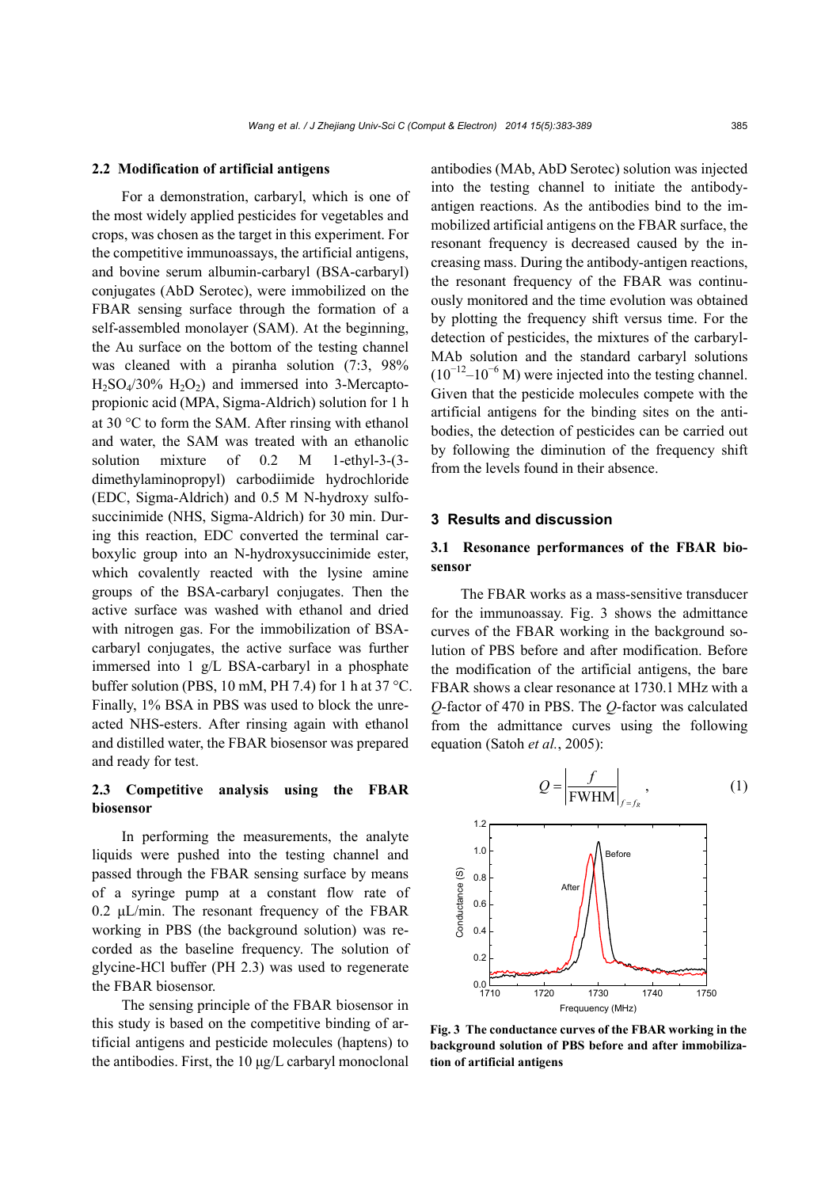### 2.2 Modification of artificial antigens

For a demonstration, carbaryl, which is one of the most widely applied pesticides for vegetables and crops, was chosen as the target in this experiment. For the competitive immunoassays, the artificial antigens, and bovine serum albumin-carbaryl (BSA-carbaryl) conjugates (AbD Serotec), were immobilized on the FBAR sensing surface through the formation of a self-assembled monolayer (SAM). At the beginning, the Au surface on the bottom of the testing channel was cleaned with a piranha solution (7:3, 98% $H_2SO_4$/30% $H_2O_2$) and immersed into 3-Mercaptopropionic acid (MPA, Sigma-Aldrich) solution for 1 h at 30 °C to form the SAM. After rinsing with ethanol and water, the SAM was treated with an ethanolic solution mixture of 0.2 M 1-ethyl-3-(3-dimethylaminopropyl) carbodiimide hydrochloride (EDC, Sigma-Aldrich) and 0.5 M N-hydroxy sulfosuccinimide (NHS, Sigma-Aldrich) for 30 min. During this reaction, EDC converted the terminal carboxylic group into an N-hydroxysuccinimide ester, which covalently reacted with the lysine amine groups of the BSA-carbaryl conjugates. Then the active surface was washed with ethanol and dried with nitrogen gas. For the immobilization of BSA-carbaryl conjugates, the active surface was further immersed into 1 g/L BSA-carbaryl in a phosphate buffer solution (PBS, 10 mM, PH 7.4) for 1 h at 37 °C. Finally, 1% BSA in PBS was used to block the unreacted NHS-esters. After rinsing again with ethanol and distilled water, the FBAR biosensor was prepared and ready for test.

### 2.3 Competitive analysis using the FBAR biosensor

In performing the measurements, the analyte liquids were pushed into the testing channel and passed through the FBAR sensing surface by means of a syringe pump at a constant flow rate of 0.2 μL/min. The resonant frequency of the FBAR working in PBS (the background solution) was recorded as the baseline frequency. The solution of glycine-HCl buffer (PH 2.3) was used to regenerate the FBAR biosensor.

The sensing principle of the FBAR biosensor in this study is based on the competitive binding of artificial antigens and pesticide molecules (haptens) to the antibodies. First, the 10 μg/L carbaryl monoclonal antibodies (MAb, AbD Serotec) solution was injected into the testing channel to initiate the antibody-antigen reactions. As the antibodies bind to the immobilized artificial antigens on the FBAR surface, the resonant frequency is decreased caused by the increasing mass. During the antibody-antigen reactions, the resonant frequency of the FBAR was continuously monitored and the time evolution was obtained by plotting the frequency shift versus time. For the detection of pesticides, the mixtures of the carbaryl-MAb solution and the standard carbaryl solutions ($10^{-12}$–$10^{-6}$ M) were injected into the testing channel. Given that the pesticide molecules compete with the artificial antigens for the binding sites on the antibodies, the detection of pesticides can be carried out by following the diminution of the frequency shift from the levels found in their absence.

## 3 Results and discussion

### 3.1 Resonance performances of the FBAR biosensor

The FBAR works as a mass-sensitive transducer for the immunoassay. Fig. 3 shows the admittance curves of the FBAR working in the background solution of PBS before and after modification. Before the modification of the artificial antigens, the bare FBAR shows a clear resonance at 1730.1 MHz with a $Q$-factor of 470 in PBS. The $Q$-factor was calculated from the admittance curves using the following equation (Satoh *et al.*, 2005):

$$Q = \left| \frac{f}{\text{FWHM}} \right|_{f=f_R}, \tag{1}$$

**Fig. 3 The conductance curves of the FBAR working in the background solution of PBS before and after immobilization of artificial antigens**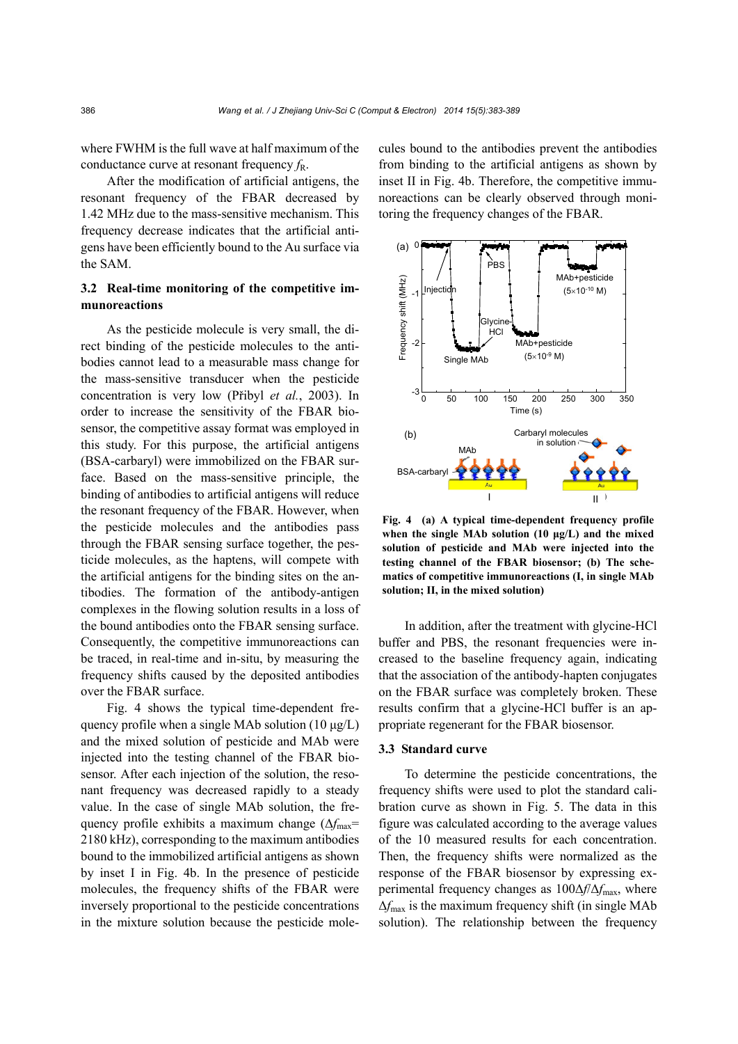where FWHM is the full wave at half maximum of the conductance curve at resonant frequency $f_R$.

After the modification of artificial antigens, the resonant frequency of the FBAR decreased by 1.42 MHz due to the mass-sensitive mechanism. This frequency decrease indicates that the artificial antigens have been efficiently bound to the Au surface via the SAM.

### 3.2 Real-time monitoring of the competitive immunoreactions

As the pesticide molecule is very small, the direct binding of the pesticide molecules to the antibodies cannot lead to a measurable mass change for the mass-sensitive transducer when the pesticide concentration is very low (Přibyl *et al.*, 2003). In order to increase the sensitivity of the FBAR biosensor, the competitive assay format was employed in this study. For this purpose, the artificial antigens (BSA-carbaryl) were immobilized on the FBAR surface. Based on the mass-sensitive principle, the binding of antibodies to artificial antigens will reduce the resonant frequency of the FBAR. However, when the pesticide molecules and the antibodies pass through the FBAR sensing surface together, the pesticide molecules, as the haptens, will compete with the artificial antigens for the binding sites on the antibodies. The formation of the antibody-antigen complexes in the flowing solution results in a loss of the bound antibodies onto the FBAR sensing surface. Consequently, the competitive immunoreactions can be traced, in real-time and in-situ, by measuring the frequency shifts caused by the deposited antibodies over the FBAR surface.

Fig. 4 shows the typical time-dependent frequency profile when a single MAb solution (10 μg/L) and the mixed solution of pesticide and MAb were injected into the testing channel of the FBAR biosensor. After each injection of the solution, the resonant frequency was decreased rapidly to a steady value. In the case of single MAb solution, the frequency profile exhibits a maximum change ($\Delta f_{max}$= 2180 kHz), corresponding to the maximum antibodies bound to the immobilized artificial antigens as shown by inset I in Fig. 4b. In the presence of pesticide molecules, the frequency shifts of the FBAR were inversely proportional to the pesticide concentrations in the mixture solution because the pesticide molecules bound to the antibodies prevent the antibodies from binding to the artificial antigens as shown by inset II in Fig. 4b. Therefore, the competitive immunoreactions can be clearly observed through monitoring the frequency changes of the FBAR.

**Fig. 4 (a) A typical time-dependent frequency profile when the single MAb solution (10 μg/L) and the mixed solution of pesticide and MAb were injected into the testing channel of the FBAR biosensor; (b) The schematics of competitive immunoreactions (I, in single MAb solution; II, in the mixed solution)**

In addition, after the treatment with glycine-HCl buffer and PBS, the resonant frequencies were increased to the baseline frequency again, indicating that the association of the antibody-hapten conjugates on the FBAR surface was completely broken. These results confirm that a glycine-HCl buffer is an appropriate regenerant for the FBAR biosensor.

### 3.3 Standard curve

To determine the pesticide concentrations, the frequency shifts were used to plot the standard calibration curve as shown in Fig. 5. The data in this figure was calculated according to the average values of the 10 measured results for each concentration. Then, the frequency shifts were normalized as the response of the FBAR biosensor by expressing experimental frequency changes as $100\Delta f/\Delta f_{max}$, where $\Delta f_{max}$ is the maximum frequency shift (in single MAb solution). The relationship between the frequency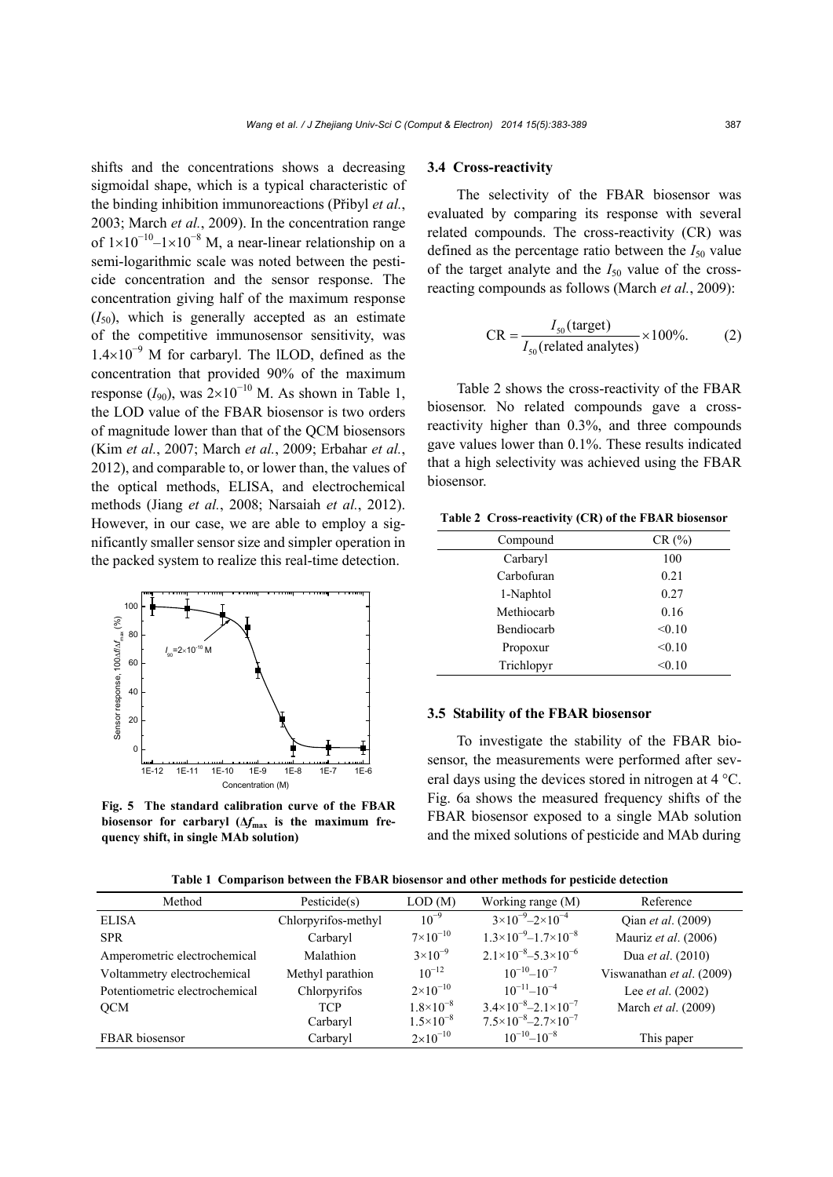shifts and the concentrations shows a decreasing sigmoidal shape, which is a typical characteristic of the binding inhibition immunoreactions (Přibyl *et al.*, 2003; March *et al.*, 2009). In the concentration range of $1\times10^{-10}$–$1\times10^{-8}$ M, a near-linear relationship on a semi-logarithmic scale was noted between the pesticide concentration and the sensor response. The concentration giving half of the maximum response ($I_{50}$), which is generally accepted as an estimate of the competitive immunosensor sensitivity, was $1.4\times10^{-9}$ M for carbaryl. The lLOD, defined as the concentration that provided 90% of the maximum response ($I_{90}$), was $2\times10^{-10}$ M. As shown in Table 1, the LOD value of the FBAR biosensor is two orders of magnitude lower than that of the QCM biosensors (Kim *et al.*, 2007; March *et al.*, 2009; Erbahar *et al.*, 2012), and comparable to, or lower than, the values of the optical methods, ELISA, and electrochemical methods (Jiang *et al.*, 2008; Narsaiah *et al.*, 2012). However, in our case, we are able to employ a significantly smaller sensor size and simpler operation in the packed system to realize this real-time detection.

**Fig. 5 The standard calibration curve of the FBAR biosensor for carbaryl ($\Delta f_{max}$ is the maximum frequency shift, in single MAb solution)**

### 3.4 Cross-reactivity

The selectivity of the FBAR biosensor was evaluated by comparing its response with several related compounds. The cross-reactivity (CR) was defined as the percentage ratio between the $I_{50}$ value of the target analyte and the $I_{50}$ value of the cross-reacting compounds as follows (March *et al.*, 2009):

$$\mathrm{CR} = \frac{I_{50}(\text{target})}{I_{50}(\text{related analytes})} \times 100\%. \qquad (2)$$

Table 2 shows the cross-reactivity of the FBAR biosensor. No related compounds gave a cross-reactivity higher than 0.3%, and three compounds gave values lower than 0.1%. These results indicated that a high selectivity was achieved using the FBAR biosensor.

**Table 2 Cross-reactivity (CR) of the FBAR biosensor**

| Compound | CR (%) |
|---|---|
| Carbaryl | 100 |
| Carbofuran | 0.21 |
| 1-Naphtol | 0.27 |
| Methiocarb | 0.16 |
| Bendiocarb | <0.10 |
| Propoxur | <0.10 |
| Trichlopyr | <0.10 |

### 3.5 Stability of the FBAR biosensor

To investigate the stability of the FBAR biosensor, the measurements were performed after several days using the devices stored in nitrogen at 4 °C. Fig. 6a shows the measured frequency shifts of the FBAR biosensor exposed to a single MAb solution and the mixed solutions of pesticide and MAb during

**Table 1 Comparison between the FBAR biosensor and other methods for pesticide detection**

| Method | Pesticide(s) | LOD (M) | Working range (M) | Reference |
|---|---|---|---|---|
| ELISA | Chlorpyrifos-methyl | $10^{-9}$ | $3\times10^{-9}$–$2\times10^{-4}$ | Qian *et al.* (2009) |
| SPR | Carbaryl | $7\times10^{-10}$ | $1.3\times10^{-9}$–$1.7\times10^{-8}$ | Mauriz *et al.* (2006) |
| Amperometric electrochemical | Malathion | $3\times10^{-9}$ | $2.1\times10^{-8}$–$5.3\times10^{-6}$ | Dua *et al.* (2010) |
| Voltammetry electrochemical | Methyl parathion | $10^{-12}$ | $10^{-10}$–$10^{-7}$ | Viswanathan *et al.* (2009) |
| Potentiometric electrochemical | Chlorpyrifos | $2\times10^{-10}$ | $10^{-11}$–$10^{-4}$ | Lee *et al.* (2002) |
| QCM | TCP<br>Carbaryl | $1.8\times10^{-8}$<br>$1.5\times10^{-8}$ | $3.4\times10^{-8}$–$2.1\times10^{-7}$<br>$7.5\times10^{-8}$–$2.7\times10^{-7}$ | March *et al.* (2009) |
| FBAR biosensor | Carbaryl | $2\times10^{-10}$ | $10^{-10}$–$10^{-8}$ | This paper |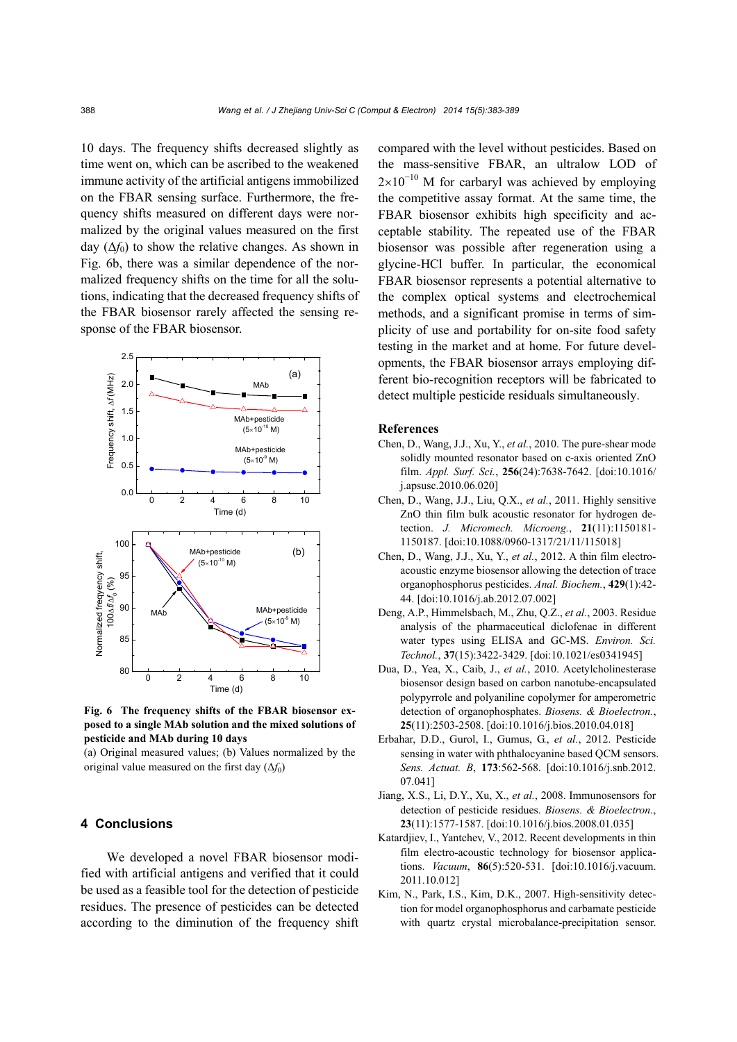10 days. The frequency shifts decreased slightly as time went on, which can be ascribed to the weakened immune activity of the artificial antigens immobilized on the FBAR sensing surface. Furthermore, the frequency shifts measured on different days were normalized by the original values measured on the first day ($\Delta f_0$) to show the relative changes. As shown in Fig. 6b, there was a similar dependence of the normalized frequency shifts on the time for all the solutions, indicating that the decreased frequency shifts of the FBAR biosensor rarely affected the sensing response of the FBAR biosensor.

**Fig. 6 The frequency shifts of the FBAR biosensor exposed to a single MAb solution and the mixed solutions of pesticide and MAb during 10 days**

(a) Original measured values; (b) Values normalized by the original value measured on the first day ($\Delta f_0$)

## 4 Conclusions

We developed a novel FBAR biosensor modified with artificial antigens and verified that it could be used as a feasible tool for the detection of pesticide residues. The presence of pesticides can be detected according to the diminution of the frequency shift compared with the level without pesticides. Based on the mass-sensitive FBAR, an ultralow LOD of $2\times10^{-10}$ M for carbaryl was achieved by employing the competitive assay format. At the same time, the FBAR biosensor exhibits high specificity and acceptable stability. The repeated use of the FBAR biosensor was possible after regeneration using a glycine-HCl buffer. In particular, the economical FBAR biosensor represents a potential alternative to the complex optical systems and electrochemical methods, and a significant promise in terms of simplicity of use and portability for on-site food safety testing in the market and at home. For future developments, the FBAR biosensor arrays employing different bio-recognition receptors will be fabricated to detect multiple pesticide residuals simultaneously.

## References

Chen, D., Wang, J.J., Xu, Y., *et al.*, 2010. The pure-shear mode solidly mounted resonator based on c-axis oriented ZnO film. *Appl. Surf. Sci.*, **256**(24):7638-7642. [doi:10.1016/j.apsusc.2010.06.020]

Chen, D., Wang, J.J., Liu, Q.X., *et al.*, 2011. Highly sensitive ZnO thin film bulk acoustic resonator for hydrogen detection. *J. Micromech. Microeng.*, **21**(11):1150181-1150187. [doi:10.1088/0960-1317/21/11/115018]

Chen, D., Wang, J.J., Xu, Y., *et al.*, 2012. A thin film electro-acoustic enzyme biosensor allowing the detection of trace organophosphorus pesticides. *Anal. Biochem.*, **429**(1):42-44. [doi:10.1016/j.ab.2012.07.002]

Deng, A.P., Himmelsbach, M., Zhu, Q.Z., *et al.*, 2003. Residue analysis of the pharmaceutical diclofenac in different water types using ELISA and GC-MS. *Environ. Sci. Technol.*, **37**(15):3422-3429. [doi:10.1021/es0341945]

Dua, D., Yea, X., Caib, J., *et al.*, 2010. Acetylcholinesterase biosensor design based on carbon nanotube-encapsulated polypyrrole and polyaniline copolymer for amperometric detection of organophosphates. *Biosens. & Bioelectron.*, **25**(11):2503-2508. [doi:10.1016/j.bios.2010.04.018]

Erbahar, D.D., Gurol, I., Gumus, G., *et al.*, 2012. Pesticide sensing in water with phthalocyanine based QCM sensors. *Sens. Actuat. B*, **173**:562-568. [doi:10.1016/j.snb.2012.07.041]

Jiang, X.S., Li, D.Y., Xu, X., *et al.*, 2008. Immunosensors for detection of pesticide residues. *Biosens. & Bioelectron.*, **23**(11):1577-1587. [doi:10.1016/j.bios.2008.01.035]

Katardjiev, I., Yantchev, V., 2012. Recent developments in thin film electro-acoustic technology for biosensor applications. *Vacuum*, **86**(5):520-531. [doi:10.1016/j.vacuum.2011.10.012]

Kim, N., Park, I.S., Kim, D.K., 2007. High-sensitivity detection for model organophosphorus and carbamate pesticide with quartz crystal microbalance-precipitation sensor.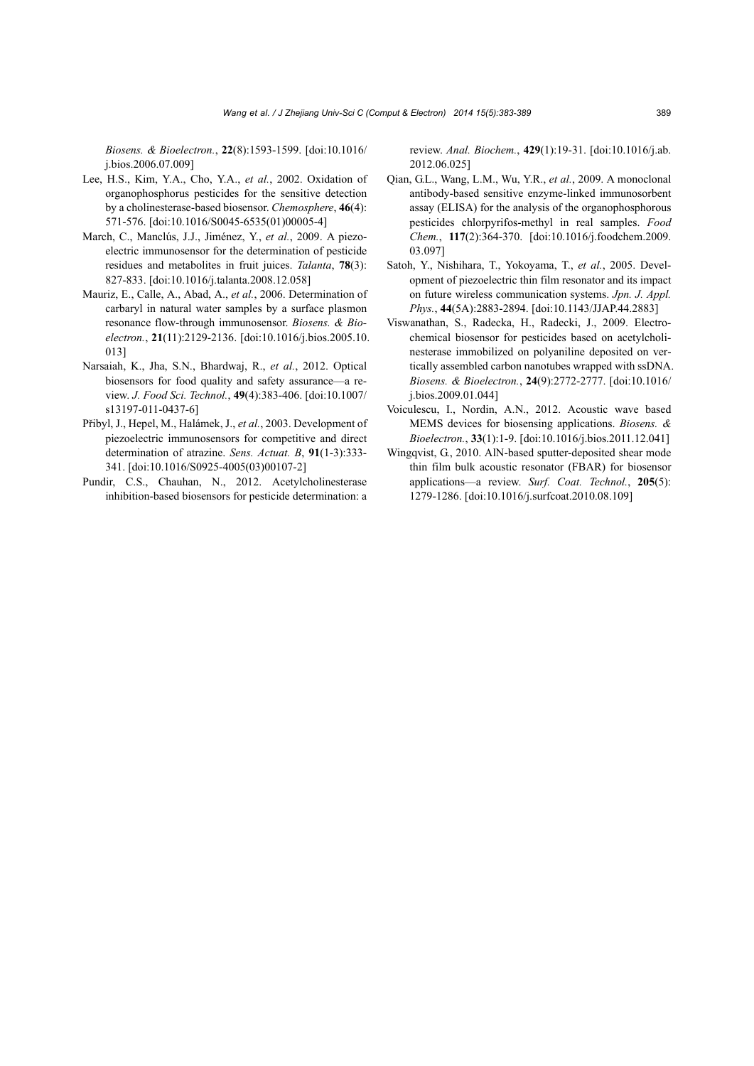*Biosens. & Bioelectron.*, **22**(8):1593-1599. [doi:10.1016/j.bios.2006.07.009]

Lee, H.S., Kim, Y.A., Cho, Y.A., *et al.*, 2002. Oxidation of organophosphorus pesticides for the sensitive detection by a cholinesterase-based biosensor. *Chemosphere*, **46**(4): 571-576. [doi:10.1016/S0045-6535(01)00005-4]

March, C., Manclús, J.J., Jiménez, Y., *et al.*, 2009. A piezoelectric immunosensor for the determination of pesticide residues and metabolites in fruit juices. *Talanta*, **78**(3): 827-833. [doi:10.1016/j.talanta.2008.12.058]

Mauriz, E., Calle, A., Abad, A., *et al.*, 2006. Determination of carbaryl in natural water samples by a surface plasmon resonance flow-through immunosensor. *Biosens. & Bioelectron.*, **21**(11):2129-2136. [doi:10.1016/j.bios.2005.10.013]

Narsaiah, K., Jha, S.N., Bhardwaj, R., *et al.*, 2012. Optical biosensors for food quality and safety assurance—a review. *J. Food Sci. Technol.*, **49**(4):383-406. [doi:10.1007/s13197-011-0437-6]

Přibyl, J., Hepel, M., Halámek, J., *et al.*, 2003. Development of piezoelectric immunosensors for competitive and direct determination of atrazine. *Sens. Actuat. B*, **91**(1-3):333-341. [doi:10.1016/S0925-4005(03)00107-2]

Pundir, C.S., Chauhan, N., 2012. Acetylcholinesterase inhibition-based biosensors for pesticide determination: a review. *Anal. Biochem.*, **429**(1):19-31. [doi:10.1016/j.ab.2012.06.025]

Qian, G.L., Wang, L.M., Wu, Y.R., *et al.*, 2009. A monoclonal antibody-based sensitive enzyme-linked immunosorbent assay (ELISA) for the analysis of the organophosphorous pesticides chlorpyrifos-methyl in real samples. *Food Chem.*, **117**(2):364-370. [doi:10.1016/j.foodchem.2009.03.097]

Satoh, Y., Nishihara, T., Yokoyama, T., *et al.*, 2005. Development of piezoelectric thin film resonator and its impact on future wireless communication systems. *Jpn. J. Appl. Phys.*, **44**(5A):2883-2894. [doi:10.1143/JJAP.44.2883]

Viswanathan, S., Radecka, H., Radecki, J., 2009. Electrochemical biosensor for pesticides based on acetylcholinesterase immobilized on polyaniline deposited on vertically assembled carbon nanotubes wrapped with ssDNA. *Biosens. & Bioelectron.*, **24**(9):2772-2777. [doi:10.1016/j.bios.2009.01.044]

Voiculescu, I., Nordin, A.N., 2012. Acoustic wave based MEMS devices for biosensing applications. *Biosens. & Bioelectron.*, **33**(1):1-9. [doi:10.1016/j.bios.2011.12.041]

Wingqvist, G., 2010. AlN-based sputter-deposited shear mode thin film bulk acoustic resonator (FBAR) for biosensor applications—a review. *Surf. Coat. Technol.*, **205**(5): 1279-1286. [doi:10.1016/j.surfcoat.2010.08.109]